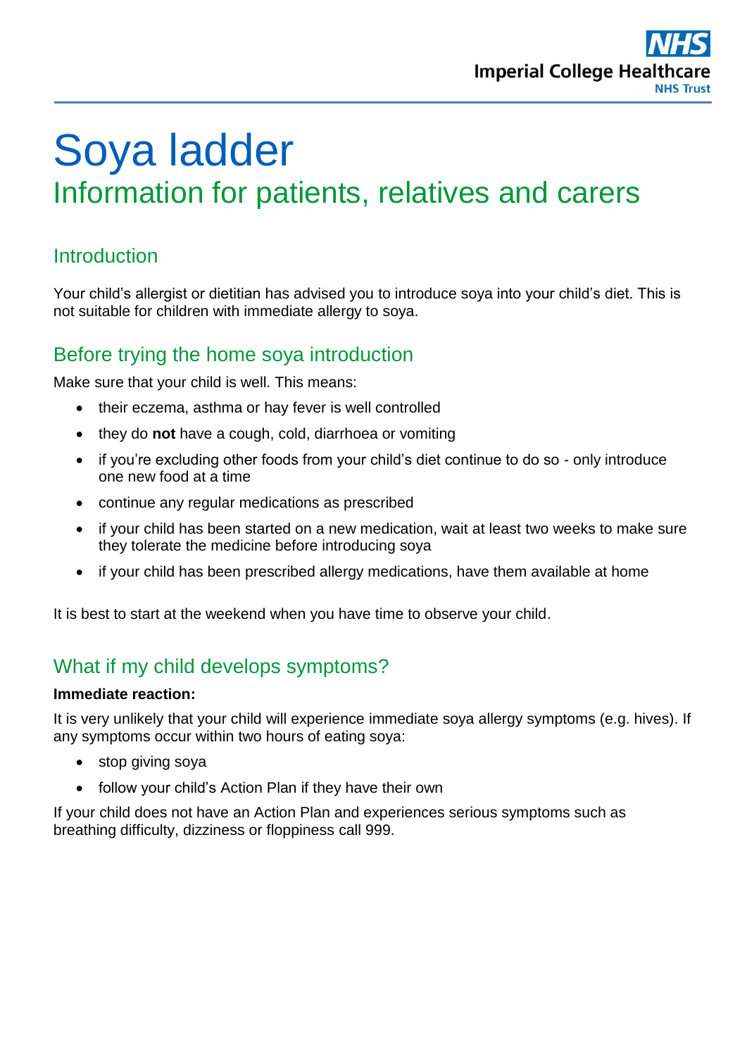# Soya ladder

## Information for patients, relatives and carers

### Introduction

Your child's allergist or dietitian has advised you to introduce soya into your child's diet. This is not suitable for children with immediate allergy to soya.

### Before trying the home soya introduction

Make sure that your child is well. This means:

- their eczema, asthma or hay fever is well controlled
- they do **not** have a cough, cold, diarrhoea or vomiting
- if you're excluding other foods from your child's diet continue to do so - only introduce one new food at a time
- continue any regular medications as prescribed
- if your child has been started on a new medication, wait at least two weeks to make sure they tolerate the medicine before introducing soya
- if your child has been prescribed allergy medications, have them available at home

It is best to start at the weekend when you have time to observe your child.

### What if my child develops symptoms?

**Immediate reaction:**

It is very unlikely that your child will experience immediate soya allergy symptoms (e.g. hives). If any symptoms occur within two hours of eating soya:

- stop giving soya
- follow your child's Action Plan if they have their own

If your child does not have an Action Plan and experiences serious symptoms such as breathing difficulty, dizziness or floppiness call 999.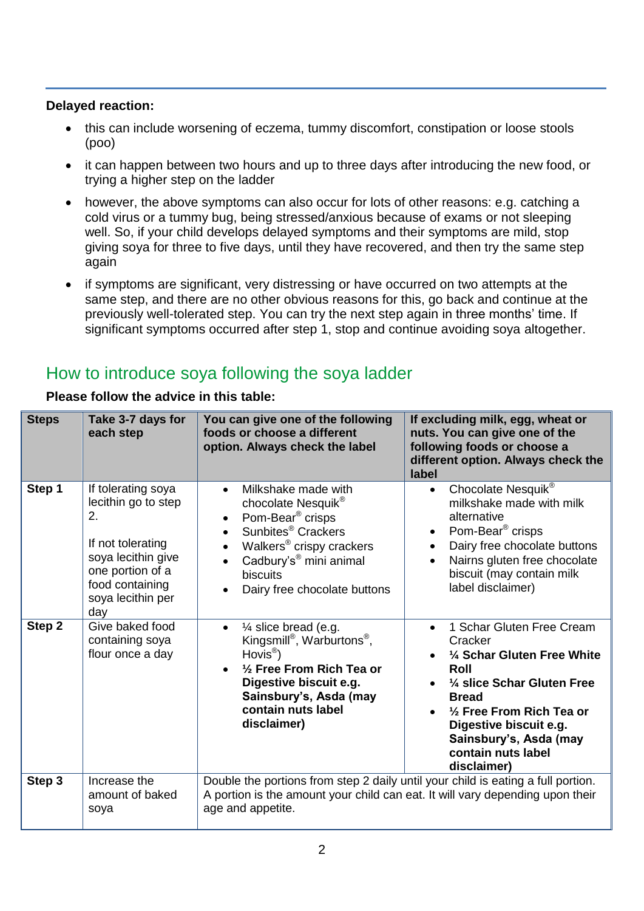**Delayed reaction:**

- this can include worsening of eczema, tummy discomfort, constipation or loose stools (poo)
- it can happen between two hours and up to three days after introducing the new food, or trying a higher step on the ladder
- however, the above symptoms can also occur for lots of other reasons: e.g. catching a cold virus or a tummy bug, being stressed/anxious because of exams or not sleeping well. So, if your child develops delayed symptoms and their symptoms are mild, stop giving soya for three to five days, until they have recovered, and then try the same step again
- if symptoms are significant, very distressing or have occurred on two attempts at the same step, and there are no other obvious reasons for this, go back and continue at the previously well-tolerated step. You can try the next step again in three months' time. If significant symptoms occurred after step 1, stop and continue avoiding soya altogether.

## How to introduce soya following the soya ladder

**Please follow the advice in this table:**

| Steps | Take 3-7 days for each step | You can give one of the following foods or choose a different option. Always check the label | If excluding milk, egg, wheat or nuts. You can give one of the following foods or choose a different option. Always check the label |
|---|---|---|---|
| **Step 1** | If tolerating soya lecithin go to step 2.<br><br>If not tolerating soya lecithin give one portion of a food containing soya lecithin per day | • Milkshake made with chocolate Nesquik®<br>• Pom-Bear® crisps<br>• Sunbites® Crackers<br>• Walkers® crispy crackers<br>• Cadbury's® mini animal biscuits<br>• Dairy free chocolate buttons | • Chocolate Nesquik® milkshake made with milk alternative<br>• Pom-Bear® crisps<br>• Dairy free chocolate buttons<br>• Nairns gluten free chocolate biscuit (may contain milk label disclaimer) |
| **Step 2** | Give baked food containing soya flour once a day | • ¼ slice bread (e.g. Kingsmill®, Warburtons®, Hovis®)<br>• **½ Free From Rich Tea or Digestive biscuit e.g. Sainsbury's, Asda (may contain nuts label disclaimer)** | • 1 Schar Gluten Free Cream Cracker<br>• **¼ Schar Gluten Free White Roll**<br>• **¼ slice Schar Gluten Free Bread**<br>• **½ Free From Rich Tea or Digestive biscuit e.g. Sainsbury's, Asda (may contain nuts label disclaimer)** |
| **Step 3** | Increase the amount of baked soya | Double the portions from step 2 daily until your child is eating a full portion. A portion is the amount your child can eat. It will vary depending upon their age and appetite. | |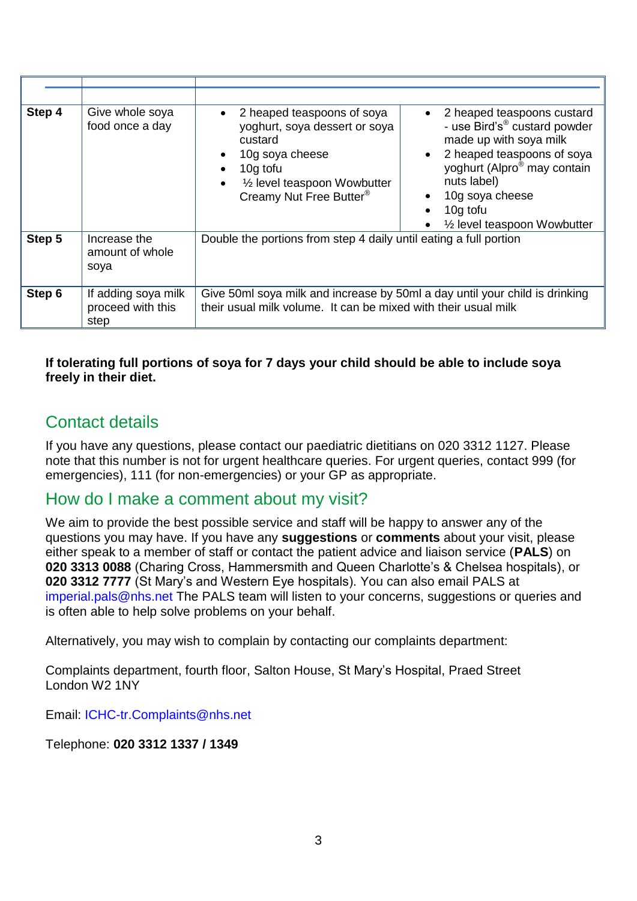| | | | |
|---|---|---|---|
| **Step 4** | Give whole soya food once a day | • 2 heaped teaspoons of soya yoghurt, soya dessert or soya custard<br>• 10g soya cheese<br>• 10g tofu<br>• ½ level teaspoon Wowbutter Creamy Nut Free Butter® | • 2 heaped teaspoons custard - use Bird's® custard powder made up with soya milk<br>• 2 heaped teaspoons of soya yoghurt (Alpro® may contain nuts label)<br>• 10g soya cheese<br>• 10g tofu<br>• ½ level teaspoon Wowbutter |
| **Step 5** | Increase the amount of whole soya | Double the portions from step 4 daily until eating a full portion | |
| **Step 6** | If adding soya milk proceed with this step | Give 50ml soya milk and increase by 50ml a day until your child is drinking their usual milk volume. It can be mixed with their usual milk | |

**If tolerating full portions of soya for 7 days your child should be able to include soya freely in their diet.**

## Contact details

If you have any questions, please contact our paediatric dietitians on 020 3312 1127. Please note that this number is not for urgent healthcare queries. For urgent queries, contact 999 (for emergencies), 111 (for non-emergencies) or your GP as appropriate.

## How do I make a comment about my visit?

We aim to provide the best possible service and staff will be happy to answer any of the questions you may have. If you have any **suggestions** or **comments** about your visit, please either speak to a member of staff or contact the patient advice and liaison service (**PALS**) on **020 3313 0088** (Charing Cross, Hammersmith and Queen Charlotte's & Chelsea hospitals), or **020 3312 7777** (St Mary's and Western Eye hospitals). You can also email PALS at imperial.pals@nhs.net The PALS team will listen to your concerns, suggestions or queries and is often able to help solve problems on your behalf.

Alternatively, you may wish to complain by contacting our complaints department:

Complaints department, fourth floor, Salton House, St Mary's Hospital, Praed Street
London W2 1NY

Email: ICHC-tr.Complaints@nhs.net

Telephone: **020 3312 1337 / 1349**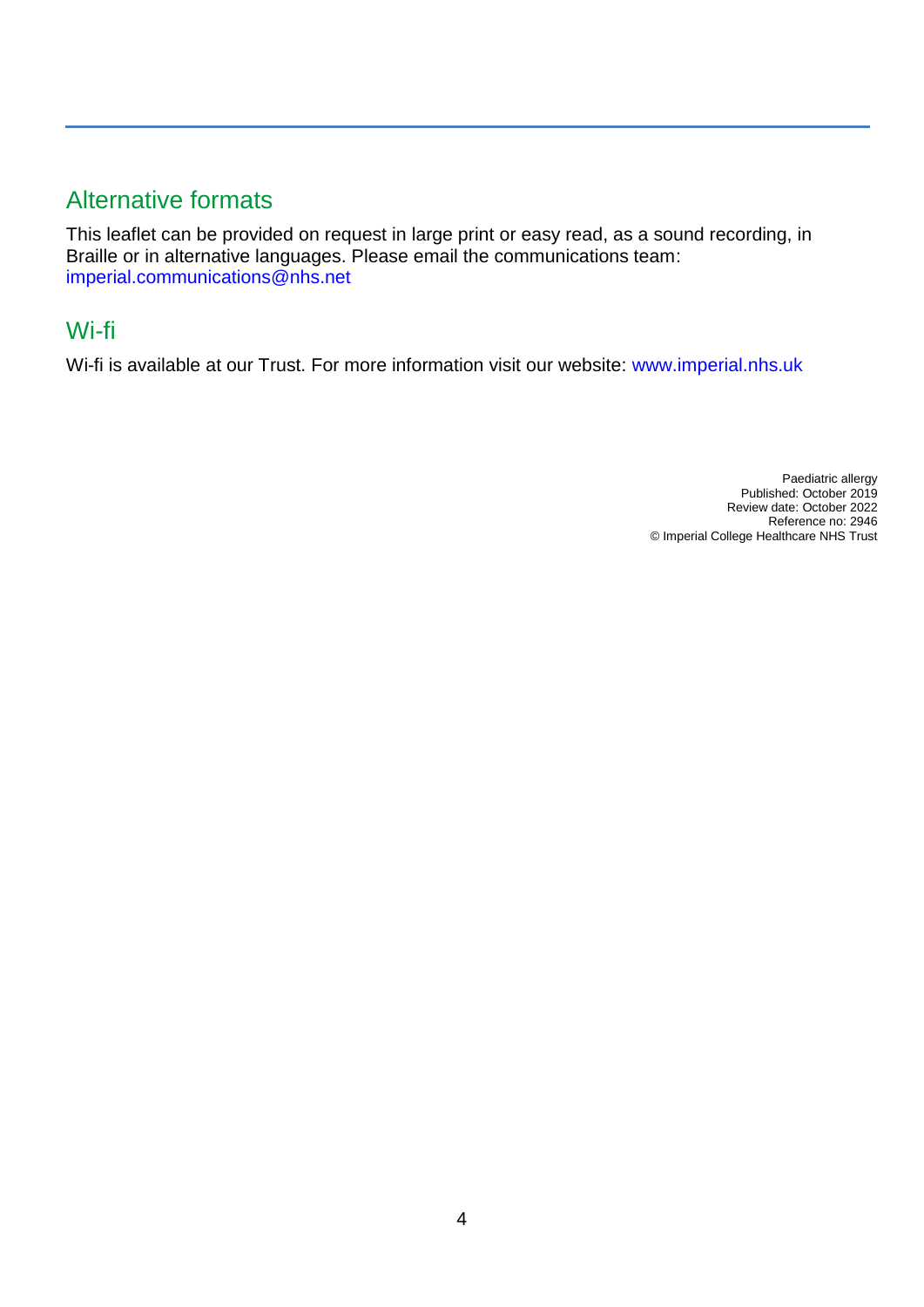## Alternative formats

This leaflet can be provided on request in large print or easy read, as a sound recording, in Braille or in alternative languages. Please email the communications team: imperial.communications@nhs.net

## Wi-fi

Wi-fi is available at our Trust. For more information visit our website: www.imperial.nhs.uk

Paediatric allergy
Published: October 2019
Review date: October 2022
Reference no: 2946
© Imperial College Healthcare NHS Trust